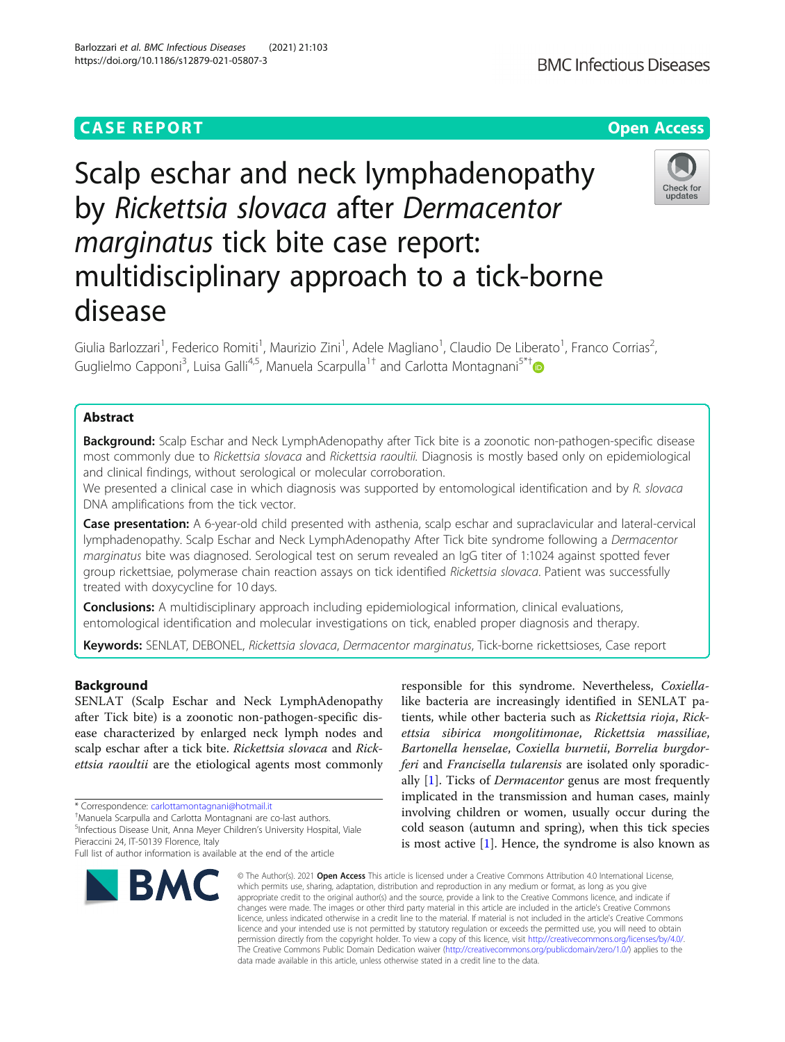CASE REPORT

Open Access

# Scalp eschar and neck lymphadenopathy by *Rickettsia slovaca* after *Dermacentor marginatus* tick bite case report: multidisciplinary approach to a tick-borne disease

Giulia Barlozzari[1], Federico Romiti[1], Maurizio Zini[1], Adele Magliano[1], Claudio De Liberato[1], Franco Corrias[2], Guglielmo Capponi[3], Luisa Galli[4,5], Manuela Scarpulla[1†] and Carlotta Montagnani[5*†]

## Abstract

**Background:** Scalp Eschar and Neck LymphAdenopathy after Tick bite is a zoonotic non-pathogen-specific disease most commonly due to *Rickettsia slovaca* and *Rickettsia raoultii*. Diagnosis is mostly based only on epidemiological and clinical findings, without serological or molecular corroboration.

We presented a clinical case in which diagnosis was supported by entomological identification and by *R. slovaca* DNA amplifications from the tick vector.

**Case presentation:** A 6-year-old child presented with asthenia, scalp eschar and supraclavicular and lateral-cervical lymphadenopathy. Scalp Eschar and Neck LymphAdenopathy After Tick bite syndrome following a *Dermacentor marginatus* bite was diagnosed. Serological test on serum revealed an IgG titer of 1:1024 against spotted fever group rickettsiae, polymerase chain reaction assays on tick identified *Rickettsia slovaca*. Patient was successfully treated with doxycycline for 10 days.

**Conclusions:** A multidisciplinary approach including epidemiological information, clinical evaluations, entomological identification and molecular investigations on tick, enabled proper diagnosis and therapy.

**Keywords:** SENLAT, DEBONEL, *Rickettsia slovaca*, *Dermacentor marginatus*, Tick-borne rickettsioses, Case report

## Background

SENLAT (Scalp Eschar and Neck LymphAdenopathy after Tick bite) is a zoonotic non-pathogen-specific disease characterized by enlarged neck lymph nodes and scalp eschar after a tick bite. *Rickettsia slovaca* and *Rickettsia raoultii* are the etiological agents most commonly responsible for this syndrome. Nevertheless, *Coxiella*-like bacteria are increasingly identified in SENLAT patients, while other bacteria such as *Rickettsia rioja*, *Rickettsia sibirica mongolitimonae*, *Rickettsia massiliae*, *Bartonella henselae*, *Coxiella burnetii*, *Borrelia burgdorferi* and *Francisella tularensis* are isolated only sporadically [1]. Ticks of *Dermacentor* genus are most frequently implicated in the transmission and human cases, mainly involving children or women, usually occur during the cold season (autumn and spring), when this tick species is most active [1]. Hence, the syndrome is also known as

* Correspondence: carlottamontagnani@hotmail.it
†Manuela Scarpulla and Carlotta Montagnani are co-last authors.
[5]Infectious Disease Unit, Anna Meyer Children's University Hospital, Viale Pieraccini 24, IT-50139 Florence, Italy
Full list of author information is available at the end of the article

© The Author(s). 2021 **Open Access** This article is licensed under a Creative Commons Attribution 4.0 International License, which permits use, sharing, adaptation, distribution and reproduction in any medium or format, as long as you give appropriate credit to the original author(s) and the source, provide a link to the Creative Commons licence, and indicate if changes were made. The images or other third party material in this article are included in the article's Creative Commons licence, unless indicated otherwise in a credit line to the material. If material is not included in the article's Creative Commons licence and your intended use is not permitted by statutory regulation or exceeds the permitted use, you will need to obtain permission directly from the copyright holder. To view a copy of this licence, visit http://creativecommons.org/licenses/by/4.0/. The Creative Commons Public Domain Dedication waiver (http://creativecommons.org/publicdomain/zero/1.0/) applies to the data made available in this article, unless otherwise stated in a credit line to the data.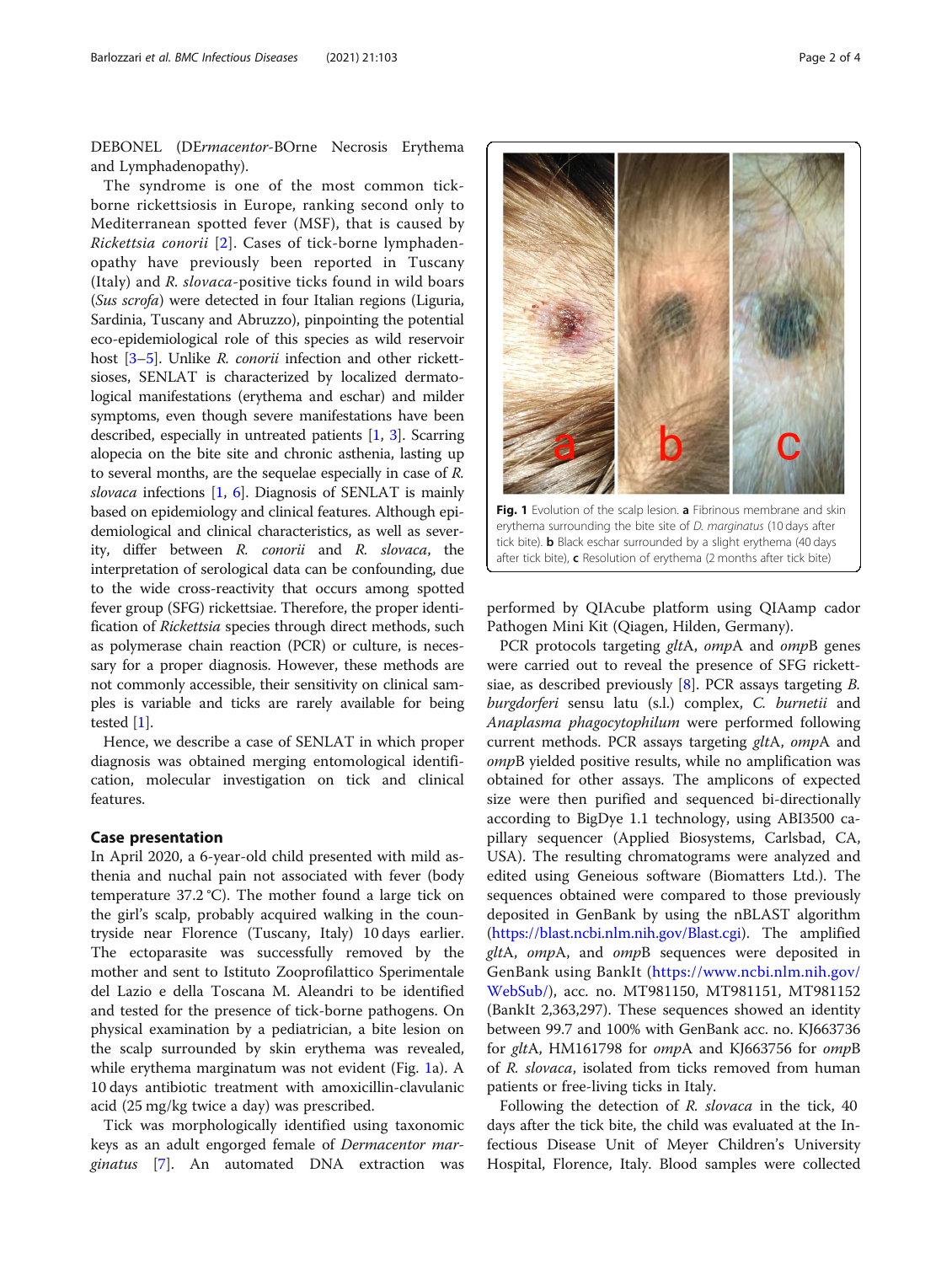DEBONEL (DE*rmacentor*-BOrne Necrosis Erythema and Lymphadenopathy).

The syndrome is one of the most common tick-borne rickettsiosis in Europe, ranking second only to Mediterranean spotted fever (MSF), that is caused by *Rickettsia conorii* [2]. Cases of tick-borne lymphadenopathy have previously been reported in Tuscany (Italy) and *R. slovaca*-positive ticks found in wild boars (*Sus scrofa*) were detected in four Italian regions (Liguria, Sardinia, Tuscany and Abruzzo), pinpointing the potential eco-epidemiological role of this species as wild reservoir host [3–5]. Unlike *R. conorii* infection and other rickettsioses, SENLAT is characterized by localized dermatological manifestations (erythema and eschar) and milder symptoms, even though severe manifestations have been described, especially in untreated patients [1, 3]. Scarring alopecia on the bite site and chronic asthenia, lasting up to several months, are the sequelae especially in case of *R. slovaca* infections [1, 6]. Diagnosis of SENLAT is mainly based on epidemiology and clinical features. Although epidemiological and clinical characteristics, as well as severity, differ between *R. conorii* and *R. slovaca*, the interpretation of serological data can be confounding, due to the wide cross-reactivity that occurs among spotted fever group (SFG) rickettsiae. Therefore, the proper identification of *Rickettsia* species through direct methods, such as polymerase chain reaction (PCR) or culture, is necessary for a proper diagnosis. However, these methods are not commonly accessible, their sensitivity on clinical samples is variable and ticks are rarely available for being tested [1].

Hence, we describe a case of SENLAT in which proper diagnosis was obtained merging entomological identification, molecular investigation on tick and clinical features.

## Case presentation

In April 2020, a 6-year-old child presented with mild asthenia and nuchal pain not associated with fever (body temperature 37.2 °C). The mother found a large tick on the girl's scalp, probably acquired walking in the countryside near Florence (Tuscany, Italy) 10 days earlier. The ectoparasite was successfully removed by the mother and sent to Istituto Zooprofilattico Sperimentale del Lazio e della Toscana M. Aleandri to be identified and tested for the presence of tick-borne pathogens. On physical examination by a pediatrician, a bite lesion on the scalp surrounded by skin erythema was revealed, while erythema marginatum was not evident (Fig. 1a). A 10 days antibiotic treatment with amoxicillin-clavulanic acid (25 mg/kg twice a day) was prescribed.

Tick was morphologically identified using taxonomic keys as an adult engorged female of *Dermacentor marginatus* [7]. An automated DNA extraction was performed by QIAcube platform using QIAamp cador Pathogen Mini Kit (Qiagen, Hilden, Germany).

**Fig. 1** Evolution of the scalp lesion. **a** Fibrinous membrane and skin erythema surrounding the bite site of *D. marginatus* (10 days after tick bite). **b** Black eschar surrounded by a slight erythema (40 days after tick bite), **c** Resolution of erythema (2 months after tick bite)

PCR protocols targeting *glt*A, *omp*A and *omp*B genes were carried out to reveal the presence of SFG rickettsiae, as described previously [8]. PCR assays targeting *B. burgdorferi* sensu latu (s.l.) complex, *C. burnetii* and *Anaplasma phagocytophilum* were performed following current methods. PCR assays targeting *glt*A, *omp*A and *omp*B yielded positive results, while no amplification was obtained for other assays. The amplicons of expected size were then purified and sequenced bi-directionally according to BigDye 1.1 technology, using ABI3500 capillary sequencer (Applied Biosystems, Carlsbad, CA, USA). The resulting chromatograms were analyzed and edited using Geneious software (Biomatters Ltd.). The sequences obtained were compared to those previously deposited in GenBank by using the nBLAST algorithm (https://blast.ncbi.nlm.nih.gov/Blast.cgi). The amplified *glt*A, *omp*A, and *omp*B sequences were deposited in GenBank using BankIt (https://www.ncbi.nlm.nih.gov/WebSub/), acc. no. MT981150, MT981151, MT981152 (BankIt 2,363,297). These sequences showed an identity between 99.7 and 100% with GenBank acc. no. KJ663736 for *glt*A, HM161798 for *omp*A and KJ663756 for *omp*B of *R. slovaca*, isolated from ticks removed from human patients or free-living ticks in Italy.

Following the detection of *R. slovaca* in the tick, 40 days after the tick bite, the child was evaluated at the Infectious Disease Unit of Meyer Children's University Hospital, Florence, Italy. Blood samples were collected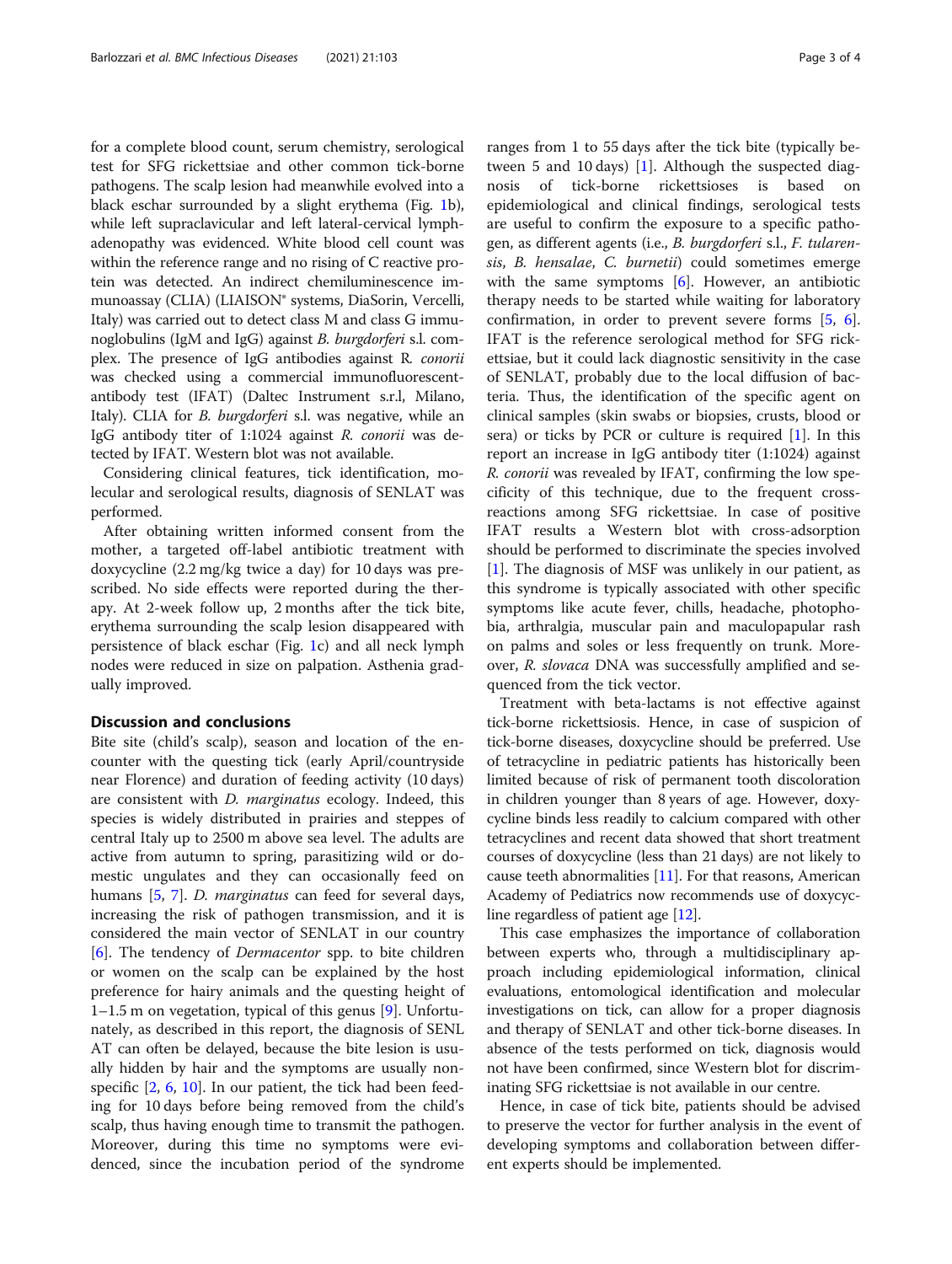for a complete blood count, serum chemistry, serological test for SFG rickettsiae and other common tick-borne pathogens. The scalp lesion had meanwhile evolved into a black eschar surrounded by a slight erythema (Fig. 1b), while left supraclavicular and left lateral-cervical lymphadenopathy was evidenced. White blood cell count was within the reference range and no rising of C reactive protein was detected. An indirect chemiluminescence immunoassay (CLIA) (LIAISON® systems, DiaSorin, Vercelli, Italy) was carried out to detect class M and class G immunoglobulins (IgM and IgG) against *B. burgdorferi* s.l. complex. The presence of IgG antibodies against *R. conorii* was checked using a commercial immunofluorescent-antibody test (IFAT) (Daltec Instrument s.r.l, Milano, Italy). CLIA for *B. burgdorferi* s.l. was negative, while an IgG antibody titer of 1:1024 against *R. conorii* was detected by IFAT. Western blot was not available.

Considering clinical features, tick identification, molecular and serological results, diagnosis of SENLAT was performed.

After obtaining written informed consent from the mother, a targeted off-label antibiotic treatment with doxycycline (2.2 mg/kg twice a day) for 10 days was prescribed. No side effects were reported during the therapy. At 2-week follow up, 2 months after the tick bite, erythema surrounding the scalp lesion disappeared with persistence of black eschar (Fig. 1c) and all neck lymph nodes were reduced in size on palpation. Asthenia gradually improved.

## Discussion and conclusions

Bite site (child's scalp), season and location of the encounter with the questing tick (early April/countryside near Florence) and duration of feeding activity (10 days) are consistent with *D. marginatus* ecology. Indeed, this species is widely distributed in prairies and steppes of central Italy up to 2500 m above sea level. The adults are active from autumn to spring, parasitizing wild or domestic ungulates and they can occasionally feed on humans [5, 7]. *D. marginatus* can feed for several days, increasing the risk of pathogen transmission, and it is considered the main vector of SENLAT in our country [6]. The tendency of *Dermacentor* spp. to bite children or women on the scalp can be explained by the host preference for hairy animals and the questing height of 1–1.5 m on vegetation, typical of this genus [9]. Unfortunately, as described in this report, the diagnosis of SENLAT can often be delayed, because the bite lesion is usually hidden by hair and the symptoms are usually nonspecific [2, 6, 10]. In our patient, the tick had been feeding for 10 days before being removed from the child's scalp, thus having enough time to transmit the pathogen. Moreover, during this time no symptoms were evidenced, since the incubation period of the syndrome ranges from 1 to 55 days after the tick bite (typically between 5 and 10 days) [1]. Although the suspected diagnosis of tick-borne rickettsioses is based on epidemiological and clinical findings, serological tests are useful to confirm the exposure to a specific pathogen, as different agents (i.e., *B. burgdorferi* s.l., *F. tularensis*, *B. hensalae*, *C. burnetii*) could sometimes emerge with the same symptoms [6]. However, an antibiotic therapy needs to be started while waiting for laboratory confirmation, in order to prevent severe forms [5, 6]. IFAT is the reference serological method for SFG rickettsiae, but it could lack diagnostic sensitivity in the case of SENLAT, probably due to the local diffusion of bacteria. Thus, the identification of the specific agent on clinical samples (skin swabs or biopsies, crusts, blood or sera) or ticks by PCR or culture is required [1]. In this report an increase in IgG antibody titer (1:1024) against *R. conorii* was revealed by IFAT, confirming the low specificity of this technique, due to the frequent cross-reactions among SFG rickettsiae. In case of positive IFAT results a Western blot with cross-adsorption should be performed to discriminate the species involved [1]. The diagnosis of MSF was unlikely in our patient, as this syndrome is typically associated with other specific symptoms like acute fever, chills, headache, photophobia, arthralgia, muscular pain and maculopapular rash on palms and soles or less frequently on trunk. Moreover, *R. slovaca* DNA was successfully amplified and sequenced from the tick vector.

Treatment with beta-lactams is not effective against tick-borne rickettsiosis. Hence, in case of suspicion of tick-borne diseases, doxycycline should be preferred. Use of tetracycline in pediatric patients has historically been limited because of risk of permanent tooth discoloration in children younger than 8 years of age. However, doxycycline binds less readily to calcium compared with other tetracyclines and recent data showed that short treatment courses of doxycycline (less than 21 days) are not likely to cause teeth abnormalities [11]. For that reasons, American Academy of Pediatrics now recommends use of doxycycline regardless of patient age [12].

This case emphasizes the importance of collaboration between experts who, through a multidisciplinary approach including epidemiological information, clinical evaluations, entomological identification and molecular investigations on tick, can allow for a proper diagnosis and therapy of SENLAT and other tick-borne diseases. In absence of the tests performed on tick, diagnosis would not have been confirmed, since Western blot for discriminating SFG rickettsiae is not available in our centre.

Hence, in case of tick bite, patients should be advised to preserve the vector for further analysis in the event of developing symptoms and collaboration between different experts should be implemented.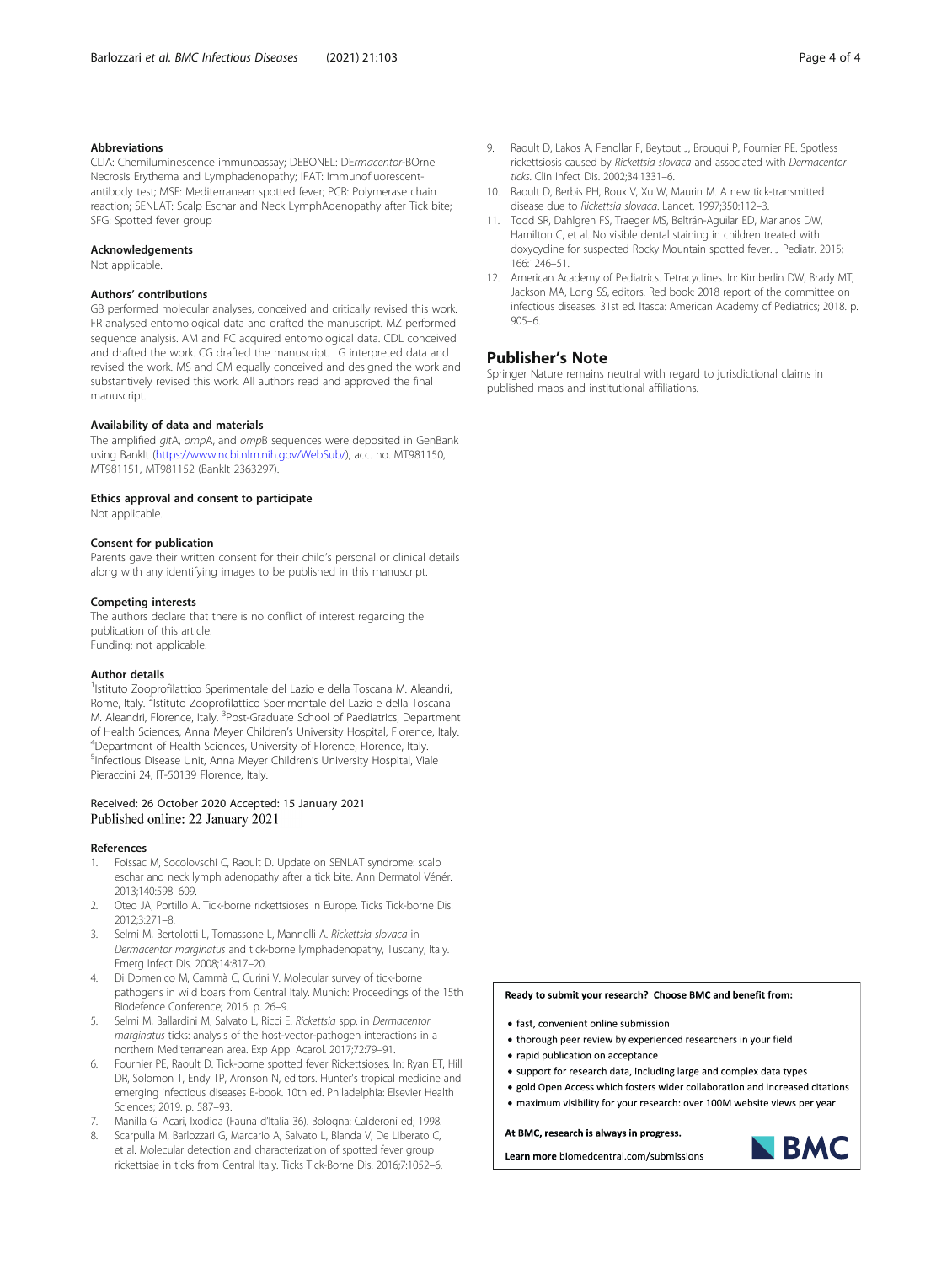### Abbreviations

CLIA: Chemiluminescence immunoassay; DEBONEL: DErmacentor-BOrne Necrosis Erythema and Lymphadenopathy; IFAT: Immunofluorescent-antibody test; MSF: Mediterranean spotted fever; PCR: Polymerase chain reaction; SENLAT: Scalp Eschar and Neck LymphAdenopathy after Tick bite; SFG: Spotted fever group

### Acknowledgements

Not applicable.

### Authors' contributions

GB performed molecular analyses, conceived and critically revised this work. FR analysed entomological data and drafted the manuscript. MZ performed sequence analysis. AM and FC acquired entomological data. CDL conceived and drafted the work. CG drafted the manuscript. LG interpreted data and revised the work. MS and CM equally conceived and designed the work and substantively revised this work. All authors read and approved the final manuscript.

### Availability of data and materials

The amplified *glt*A, *omp*A, and *omp*B sequences were deposited in GenBank using BankIt (https://www.ncbi.nlm.nih.gov/WebSub/), acc. no. MT981150, MT981151, MT981152 (BankIt 2363297).

### Ethics approval and consent to participate

Not applicable.

### Consent for publication

Parents gave their written consent for their child's personal or clinical details along with any identifying images to be published in this manuscript.

### Competing interests

The authors declare that there is no conflict of interest regarding the publication of this article.
Funding: not applicable.

### Author details

[1]Istituto Zooprofilattico Sperimentale del Lazio e della Toscana M. Aleandri, Rome, Italy. [2]Istituto Zooprofilattico Sperimentale del Lazio e della Toscana M. Aleandri, Florence, Italy. [3]Post-Graduate School of Paediatrics, Department of Health Sciences, Anna Meyer Children's University Hospital, Florence, Italy. [4]Department of Health Sciences, University of Florence, Florence, Italy. [5]Infectious Disease Unit, Anna Meyer Children's University Hospital, Viale Pieraccini 24, IT-50139 Florence, Italy.

Received: 26 October 2020 Accepted: 15 January 2021
Published online: 22 January 2021

### References

1. Foissac M, Socolovschi C, Raoult D. Update on SENLAT syndrome: scalp eschar and neck lymph adenopathy after a tick bite. Ann Dermatol Vénér. 2013;140:598–609.
2. Oteo JA, Portillo A. Tick-borne rickettsioses in Europe. Ticks Tick-borne Dis. 2012;3:271–8.
3. Selmi M, Bertolotti L, Tomassone L, Mannelli A. *Rickettsia slovaca* in *Dermacentor marginatus* and tick-borne lymphadenopathy, Tuscany, Italy. Emerg Infect Dis. 2008;14:817–20.
4. Di Domenico M, Cammà C, Curini V. Molecular survey of tick-borne pathogens in wild boars from Central Italy. Munich: Proceedings of the 15th Biodefence Conference; 2016. p. 26–9.
5. Selmi M, Ballardini M, Salvato L, Ricci E. *Rickettsia* spp. in *Dermacentor marginatus* ticks: analysis of the host-vector-pathogen interactions in a northern Mediterranean area. Exp Appl Acarol. 2017;72:79–91.
6. Fournier PE, Raoult D. Tick-borne spotted fever Rickettsioses. In: Ryan ET, Hill DR, Solomon T, Endy TP, Aronson N, editors. Hunter's tropical medicine and emerging infectious diseases E-book. 10th ed. Philadelphia: Elsevier Health Sciences; 2019. p. 587–93.
7. Manilla G. Acari, Ixodida (Fauna d'Italia 36). Bologna: Calderoni ed; 1998.
8. Scarpulla M, Barlozzari G, Marcario A, Salvato L, Blanda V, De Liberato C, et al. Molecular detection and characterization of spotted fever group rickettsiae in ticks from Central Italy. Ticks Tick-Borne Dis. 2016;7:1052–6.
9. Raoult D, Lakos A, Fenollar F, Beytout J, Brouqui P, Fournier PE. Spotless rickettsiosis caused by *Rickettsia slovaca* and associated with *Dermacentor ticks*. Clin Infect Dis. 2002;34:1331–6.
10. Raoult D, Berbis PH, Roux V, Xu W, Maurin M. A new tick-transmitted disease due to *Rickettsia slovaca*. Lancet. 1997;350:112–3.
11. Todd SR, Dahlgren FS, Traeger MS, Beltrán-Aguilar ED, Marianos DW, Hamilton C, et al. No visible dental staining in children treated with doxycycline for suspected Rocky Mountain spotted fever. J Pediatr. 2015;166:1246–51.
12. American Academy of Pediatrics. Tetracyclines. In: Kimberlin DW, Brady MT, Jackson MA, Long SS, editors. Red book: 2018 report of the committee on infectious diseases. 31st ed. Itasca: American Academy of Pediatrics; 2018. p. 905–6.

## Publisher's Note

Springer Nature remains neutral with regard to jurisdictional claims in published maps and institutional affiliations.

**Ready to submit your research? Choose BMC and benefit from:**

- fast, convenient online submission
- thorough peer review by experienced researchers in your field
- rapid publication on acceptance
- support for research data, including large and complex data types
- gold Open Access which fosters wider collaboration and increased citations
- maximum visibility for your research: over 100M website views per year

**At BMC, research is always in progress.**

**Learn more** biomedcentral.com/submissions

BMC